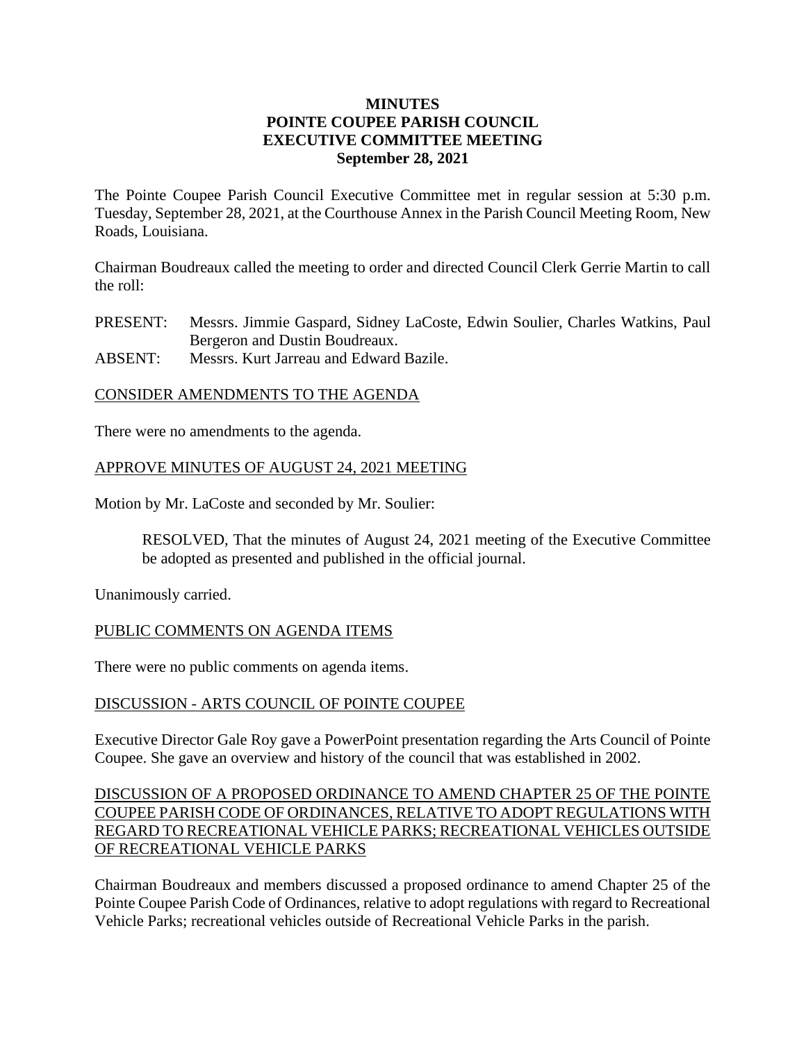**MINUTES**
**POINTE COUPEE PARISH COUNCIL**
**EXECUTIVE COMMITTEE MEETING**
**September 28, 2021**

The Pointe Coupee Parish Council Executive Committee met in regular session at 5:30 p.m. Tuesday, September 28, 2021, at the Courthouse Annex in the Parish Council Meeting Room, New Roads, Louisiana.

Chairman Boudreaux called the meeting to order and directed Council Clerk Gerrie Martin to call the roll:

PRESENT: Messrs. Jimmie Gaspard, Sidney LaCoste, Edwin Soulier, Charles Watkins, Paul Bergeron and Dustin Boudreaux.
ABSENT: Messrs. Kurt Jarreau and Edward Bazile.

<u>CONSIDER AMENDMENTS TO THE AGENDA</u>

There were no amendments to the agenda.

<u>APPROVE MINUTES OF AUGUST 24, 2021 MEETING</u>

Motion by Mr. LaCoste and seconded by Mr. Soulier:

> RESOLVED, That the minutes of August 24, 2021 meeting of the Executive Committee be adopted as presented and published in the official journal.

Unanimously carried.

<u>PUBLIC COMMENTS ON AGENDA ITEMS</u>

There were no public comments on agenda items.

<u>DISCUSSION - ARTS COUNCIL OF POINTE COUPEE</u>

Executive Director Gale Roy gave a PowerPoint presentation regarding the Arts Council of Pointe Coupee. She gave an overview and history of the council that was established in 2002.

<u>DISCUSSION OF A PROPOSED ORDINANCE TO AMEND CHAPTER 25 OF THE POINTE COUPEE PARISH CODE OF ORDINANCES, RELATIVE TO ADOPT REGULATIONS WITH REGARD TO RECREATIONAL VEHICLE PARKS; RECREATIONAL VEHICLES OUTSIDE OF RECREATIONAL VEHICLE PARKS</u>

Chairman Boudreaux and members discussed a proposed ordinance to amend Chapter 25 of the Pointe Coupee Parish Code of Ordinances, relative to adopt regulations with regard to Recreational Vehicle Parks; recreational vehicles outside of Recreational Vehicle Parks in the parish.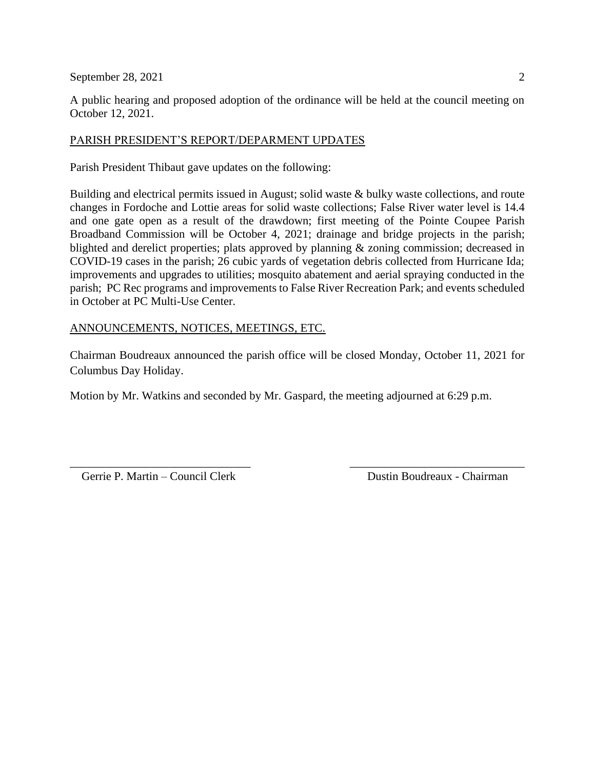A public hearing and proposed adoption of the ordinance will be held at the council meeting on October 12, 2021.

## PARISH PRESIDENT'S REPORT/DEPARMENT UPDATES

Parish President Thibaut gave updates on the following:

Building and electrical permits issued in August; solid waste & bulky waste collections, and route changes in Fordoche and Lottie areas for solid waste collections; False River water level is 14.4 and one gate open as a result of the drawdown; first meeting of the Pointe Coupee Parish Broadband Commission will be October 4, 2021; drainage and bridge projects in the parish; blighted and derelict properties; plats approved by planning & zoning commission; decreased in COVID-19 cases in the parish; 26 cubic yards of vegetation debris collected from Hurricane Ida; improvements and upgrades to utilities; mosquito abatement and aerial spraying conducted in the parish; PC Rec programs and improvements to False River Recreation Park; and events scheduled in October at PC Multi-Use Center.

## ANNOUNCEMENTS, NOTICES, MEETINGS, ETC.

Chairman Boudreaux announced the parish office will be closed Monday, October 11, 2021 for Columbus Day Holiday.

Motion by Mr. Watkins and seconded by Mr. Gaspard, the meeting adjourned at 6:29 p.m.

______________________________ ______________________________

Gerrie P. Martin – Council Clerk Dustin Boudreaux - Chairman